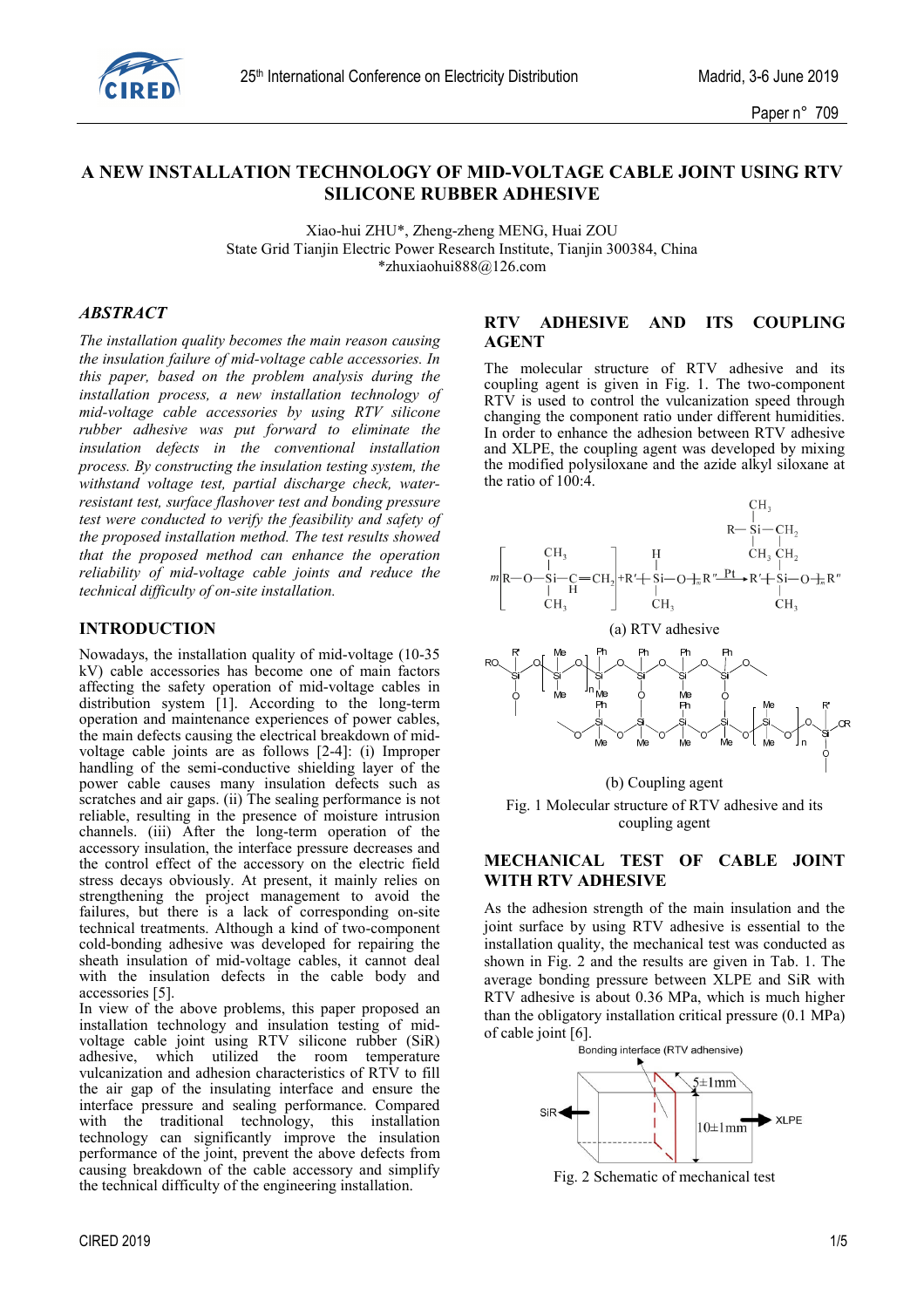# A NEW INSTALLATION TECHNOLOGY OF MID-VOLTAGE CABLE JOINT USING RTV SILICONE RUBBER ADHESIVE

Xiao-hui ZHU*, Zheng-zheng MENG, Huai ZOU
State Grid Tianjin Electric Power Research Institute, Tianjin 300384, China
*zhuxiaohui888@126.com

## *ABSTRACT*

*The installation quality becomes the main reason causing the insulation failure of mid-voltage cable accessories. In this paper, based on the problem analysis during the installation process, a new installation technology of mid-voltage cable accessories by using RTV silicone rubber adhesive was put forward to eliminate the insulation defects in the conventional installation process. By constructing the insulation testing system, the withstand voltage test, partial discharge check, water-resistant test, surface flashover test and bonding pressure test were conducted to verify the feasibility and safety of the proposed installation method. The test results showed that the proposed method can enhance the operation reliability of mid-voltage cable joints and reduce the technical difficulty of on-site installation.*

## INTRODUCTION

Nowadays, the installation quality of mid-voltage (10-35 kV) cable accessories has become one of main factors affecting the safety operation of mid-voltage cables in distribution system [1]. According to the long-term operation and maintenance experiences of power cables, the main defects causing the electrical breakdown of mid-voltage cable joints are as follows [2-4]: (i) Improper handling of the semi-conductive shielding layer of the power cable causes many insulation defects such as scratches and air gaps. (ii) The sealing performance is not reliable, resulting in the presence of moisture intrusion channels. (iii) After the long-term operation of the accessory insulation, the interface pressure decreases and the control effect of the accessory on the electric field stress decays obviously. At present, it mainly relies on strengthening the project management to avoid the failures, but there is a lack of corresponding on-site technical treatments. Although a kind of two-component cold-bonding adhesive was developed for repairing the sheath insulation of mid-voltage cables, it cannot deal with the insulation defects in the cable body and accessories [5].

In view of the above problems, this paper proposed an installation technology and insulation testing of mid-voltage cable joint using RTV silicone rubber (SiR) adhesive, which utilized the room temperature vulcanization and adhesion characteristics of RTV to fill the air gap of the insulating interface and ensure the interface pressure and sealing performance. Compared with the traditional technology, this installation technology can significantly improve the insulation performance of the joint, prevent the above defects from causing breakdown of the cable accessory and simplify the technical difficulty of the engineering installation.

## RTV ADHESIVE AND ITS COUPLING AGENT

The molecular structure of RTV adhesive and its coupling agent is given in Fig. 1. The two-component RTV is used to control the vulcanization speed through changing the component ratio under different humidities. In order to enhance the adhesion between RTV adhesive and XLPE, the coupling agent was developed by mixing the modified polysiloxane and the azide alkyl siloxane at the ratio of 100:4.

(a) RTV adhesive

(b) Coupling agent

Fig. 1 Molecular structure of RTV adhesive and its coupling agent

## MECHANICAL TEST OF CABLE JOINT WITH RTV ADHESIVE

As the adhesion strength of the main insulation and the joint surface by using RTV adhesive is essential to the installation quality, the mechanical test was conducted as shown in Fig. 2 and the results are given in Tab. 1. The average bonding pressure between XLPE and SiR with RTV adhesive is about 0.36 MPa, which is much higher than the obligatory installation critical pressure (0.1 MPa) of cable joint [6].

Fig. 2 Schematic of mechanical test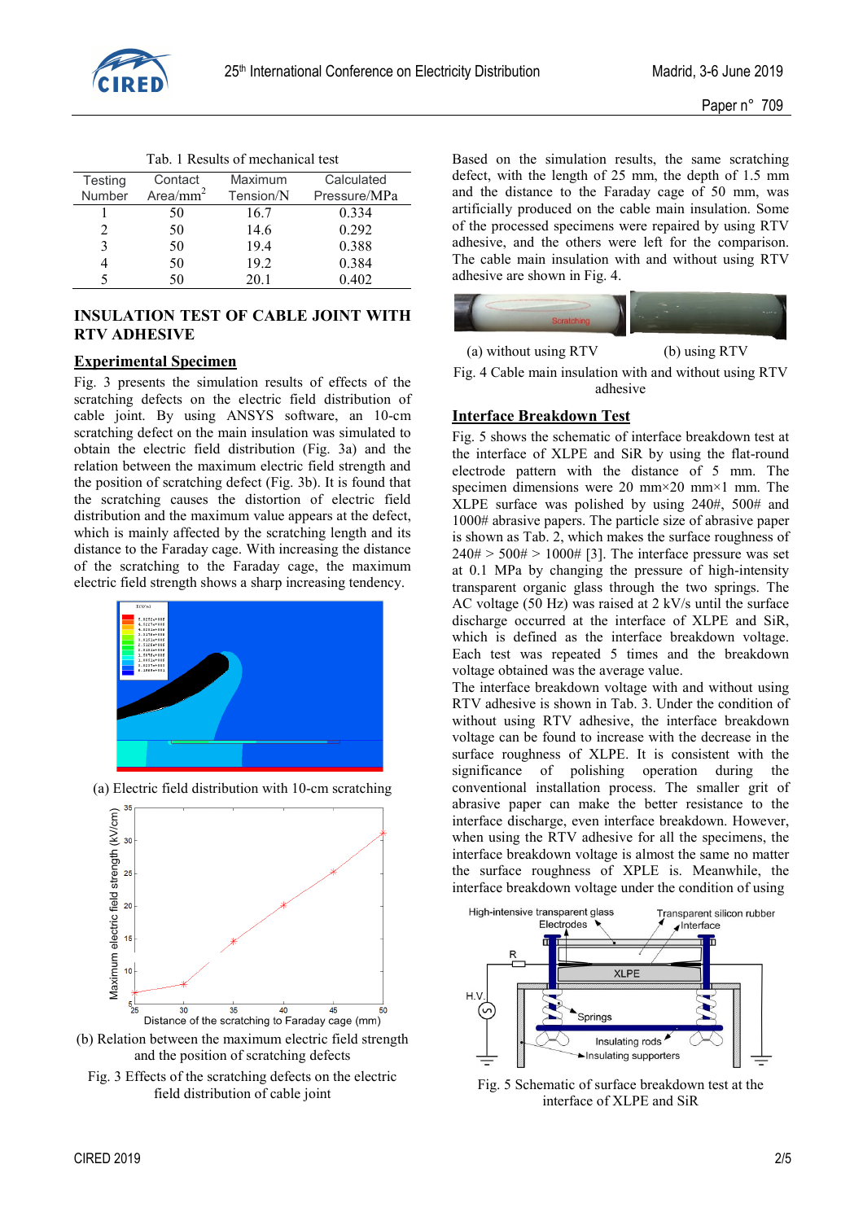Tab. 1 Results of mechanical test

| Testing Number | Contact Area/mm$^2$ | Maximum Tension/N | Calculated Pressure/MPa |
|---|---|---|---|
| 1 | 50 | 16.7 | 0.334 |
| 2 | 50 | 14.6 | 0.292 |
| 3 | 50 | 19.4 | 0.388 |
| 4 | 50 | 19.2 | 0.384 |
| 5 | 50 | 20.1 | 0.402 |

## INSULATION TEST OF CABLE JOINT WITH RTV ADHESIVE

### Experimental Specimen

Fig. 3 presents the simulation results of effects of the scratching defects on the electric field distribution of cable joint. By using ANSYS software, an 10-cm scratching defect on the main insulation was simulated to obtain the electric field distribution (Fig. 3a) and the relation between the maximum electric field strength and the position of scratching defect (Fig. 3b). It is found that the scratching causes the distortion of electric field distribution and the maximum value appears at the defect, which is mainly affected by the scratching length and its distance to the Faraday cage. With increasing the distance of the scratching to the Faraday cage, the maximum electric field strength shows a sharp increasing tendency.

(a) Electric field distribution with 10-cm scratching

(b) Relation between the maximum electric field strength and the position of scratching defects

Fig. 3 Effects of the scratching defects on the electric field distribution of cable joint

Based on the simulation results, the same scratching defect, with the length of 25 mm, the depth of 1.5 mm and the distance to the Faraday cage of 50 mm, was artificially produced on the cable main insulation. Some of the processed specimens were repaired by using RTV adhesive, and the others were left for the comparison. The cable main insulation with and without using RTV adhesive are shown in Fig. 4.

(a) without using RTV (b) using RTV

Fig. 4 Cable main insulation with and without using RTV adhesive

### Interface Breakdown Test

Fig. 5 shows the schematic of interface breakdown test at the interface of XLPE and SiR by using the flat-round electrode pattern with the distance of 5 mm. The specimen dimensions were 20 mm×20 mm×1 mm. The XLPE surface was polished by using 240#, 500# and 1000# abrasive papers. The particle size of abrasive paper is shown as Tab. 2, which makes the surface roughness of 240# > 500# > 1000# [3]. The interface pressure was set at 0.1 MPa by changing the pressure of high-intensity transparent organic glass through the two springs. The AC voltage (50 Hz) was raised at 2 kV/s until the surface discharge occurred at the interface of XLPE and SiR, which is defined as the interface breakdown voltage. Each test was repeated 5 times and the breakdown voltage obtained was the average value.

The interface breakdown voltage with and without using RTV adhesive is shown in Tab. 3. Under the condition of without using RTV adhesive, the interface breakdown voltage can be found to increase with the decrease in the surface roughness of XLPE. It is consistent with the significance of polishing operation during the conventional installation process. The smaller grit of abrasive paper can make the better resistance to the interface discharge, even interface breakdown. However, when using the RTV adhesive for all the specimens, the interface breakdown voltage is almost the same no matter the surface roughness of XPLE is. Meanwhile, the interface breakdown voltage under the condition of using

Fig. 5 Schematic of surface breakdown test at the interface of XLPE and SiR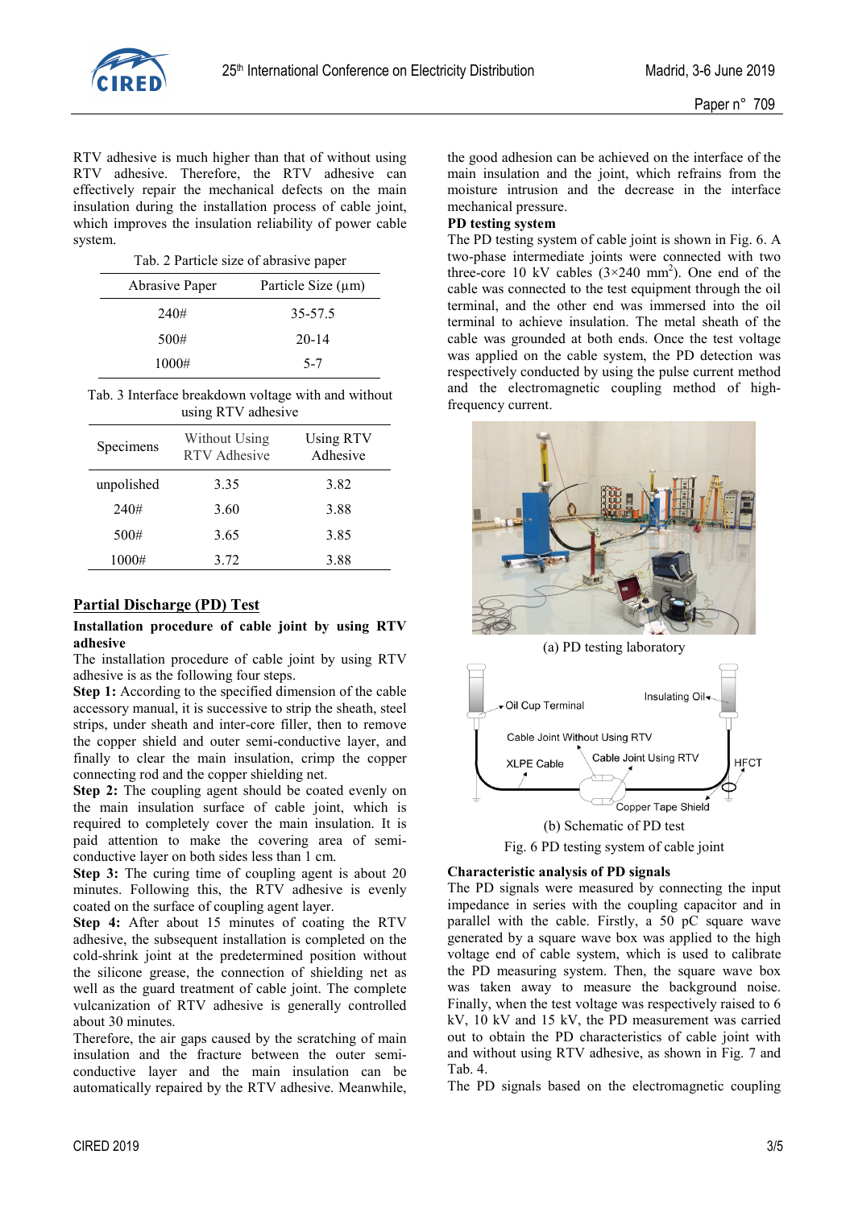RTV adhesive is much higher than that of without using RTV adhesive. Therefore, the RTV adhesive can effectively repair the mechanical defects on the main insulation during the installation process of cable joint, which improves the insulation reliability of power cable system.

Tab. 2 Particle size of abrasive paper

| Abrasive Paper | Particle Size (μm) |
|---|---|
| 240# | 35-57.5 |
| 500# | 20-14 |
| 1000# | 5-7 |

Tab. 3 Interface breakdown voltage with and without using RTV adhesive

| Specimens | Without Using RTV Adhesive | Using RTV Adhesive |
|---|---|---|
| unpolished | 3.35 | 3.82 |
| 240# | 3.60 | 3.88 |
| 500# | 3.65 | 3.85 |
| 1000# | 3.72 | 3.88 |

## Partial Discharge (PD) Test

### Installation procedure of cable joint by using RTV adhesive

The installation procedure of cable joint by using RTV adhesive is as the following four steps.

**Step 1:** According to the specified dimension of the cable accessory manual, it is successive to strip the sheath, steel strips, under sheath and inter-core filler, then to remove the copper shield and outer semi-conductive layer, and finally to clear the main insulation, crimp the copper connecting rod and the copper shielding net.

**Step 2:** The coupling agent should be coated evenly on the main insulation surface of cable joint, which is required to completely cover the main insulation. It is paid attention to make the covering area of semi-conductive layer on both sides less than 1 cm.

**Step 3:** The curing time of coupling agent is about 20 minutes. Following this, the RTV adhesive is evenly coated on the surface of coupling agent layer.

**Step 4:** After about 15 minutes of coating the RTV adhesive, the subsequent installation is completed on the cold-shrink joint at the predetermined position without the silicone grease, the connection of shielding net as well as the guard treatment of cable joint. The complete vulcanization of RTV adhesive is generally controlled about 30 minutes.

Therefore, the air gaps caused by the scratching of main insulation and the fracture between the outer semi-conductive layer and the main insulation can be automatically repaired by the RTV adhesive. Meanwhile, the good adhesion can be achieved on the interface of the main insulation and the joint, which refrains from the moisture intrusion and the decrease in the interface mechanical pressure.

### PD testing system

The PD testing system of cable joint is shown in Fig. 6. A two-phase intermediate joints were connected with two three-core 10 kV cables ($3\times240$ mm$^2$). One end of the cable was connected to the test equipment through the oil terminal, and the other end was immersed into the oil terminal to achieve insulation. The metal sheath of the cable was grounded at both ends. Once the test voltage was applied on the cable system, the PD detection was respectively conducted by using the pulse current method and the electromagnetic coupling method of high-frequency current.

(a) PD testing laboratory

(b) Schematic of PD test

Fig. 6 PD testing system of cable joint

### Characteristic analysis of PD signals

The PD signals were measured by connecting the input impedance in series with the coupling capacitor and in parallel with the cable. Firstly, a 50 pC square wave generated by a square wave box was applied to the high voltage end of cable system, which is used to calibrate the PD measuring system. Then, the square wave box was taken away to measure the background noise. Finally, when the test voltage was respectively raised to 6 kV, 10 kV and 15 kV, the PD measurement was carried out to obtain the PD characteristics of cable joint with and without using RTV adhesive, as shown in Fig. 7 and Tab. 4.

The PD signals based on the electromagnetic coupling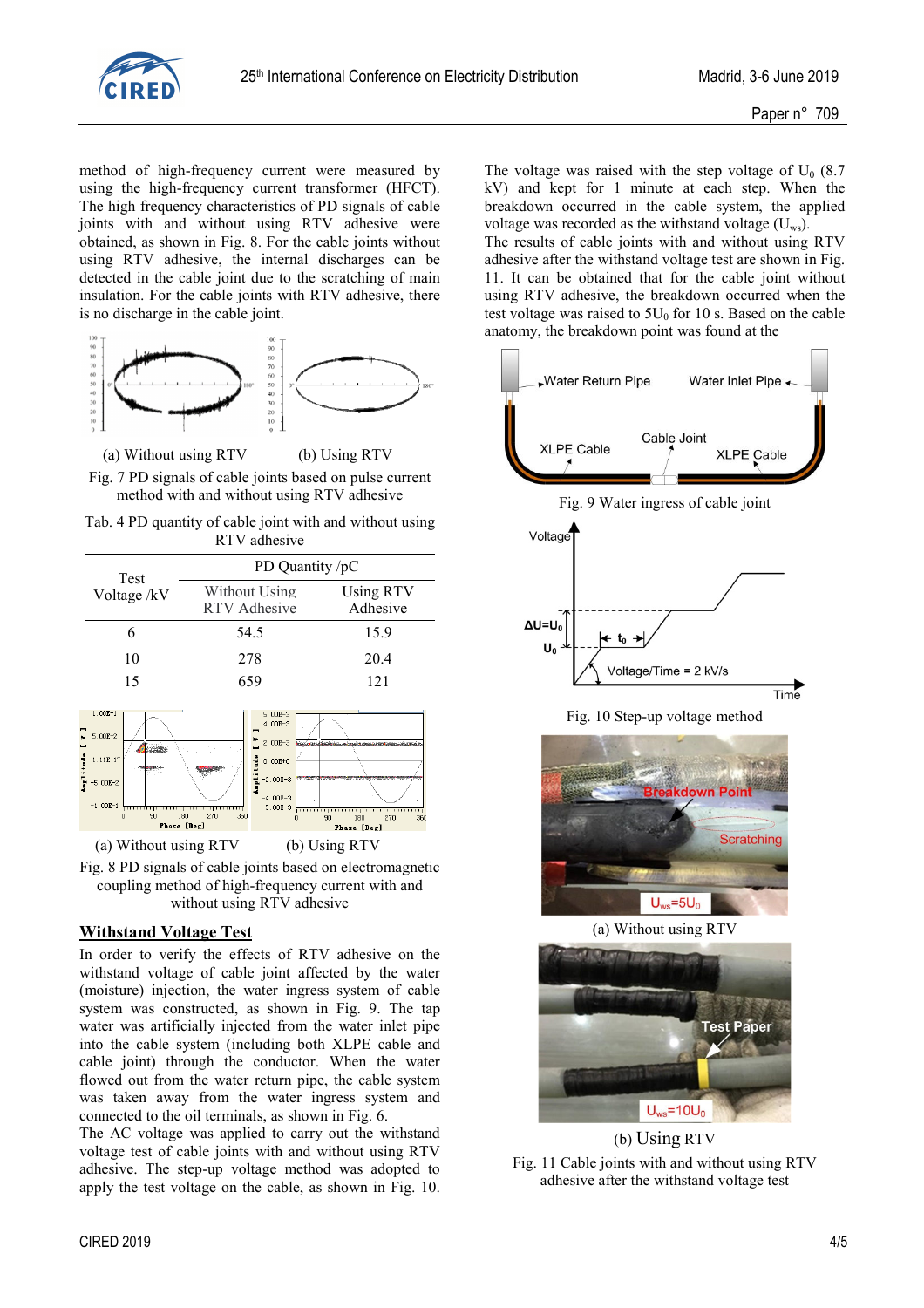method of high-frequency current were measured by using the high-frequency current transformer (HFCT). The high frequency characteristics of PD signals of cable joints with and without using RTV adhesive were obtained, as shown in Fig. 8. For the cable joints without using RTV adhesive, the internal discharges can be detected in the cable joint due to the scratching of main insulation. For the cable joints with RTV adhesive, there is no discharge in the cable joint.

(a) Without using RTV (b) Using RTV

Fig. 7 PD signals of cable joints based on pulse current method with and without using RTV adhesive

Tab. 4 PD quantity of cable joint with and without using RTV adhesive

| Test Voltage /kV | PD Quantity /pC | |
|---|---|---|
| | Without Using RTV Adhesive | Using RTV Adhesive |
| 6 | 54.5 | 15.9 |
| 10 | 278 | 20.4 |
| 15 | 659 | 121 |

(a) Without using RTV (b) Using RTV

Fig. 8 PD signals of cable joints based on electromagnetic coupling method of high-frequency current with and without using RTV adhesive

## Withstand Voltage Test

In order to verify the effects of RTV adhesive on the withstand voltage of cable joint affected by the water (moisture) injection, the water ingress system of cable system was constructed, as shown in Fig. 9. The tap water was artificially injected from the water inlet pipe into the cable system (including both XLPE cable and cable joint) through the conductor. When the water flowed out from the water return pipe, the cable system was taken away from the water ingress system and connected to the oil terminals, as shown in Fig. 6.

The AC voltage was applied to carry out the withstand voltage test of cable joints with and without using RTV adhesive. The step-up voltage method was adopted to apply the test voltage on the cable, as shown in Fig. 10. The voltage was raised with the step voltage of $U_0$ (8.7 kV) and kept for 1 minute at each step. When the breakdown occurred in the cable system, the applied voltage was recorded as the withstand voltage ($U_{ws}$).

The results of cable joints with and without using RTV adhesive after the withstand voltage test are shown in Fig. 11. It can be obtained that for the cable joint without using RTV adhesive, the breakdown occurred when the test voltage was raised to $5U_0$ for 10 s. Based on the cable anatomy, the breakdown point was found at the

Fig. 9 Water ingress of cable joint

Fig. 10 Step-up voltage method

(a) Without using RTV

(b) Using RTV

Fig. 11 Cable joints with and without using RTV adhesive after the withstand voltage test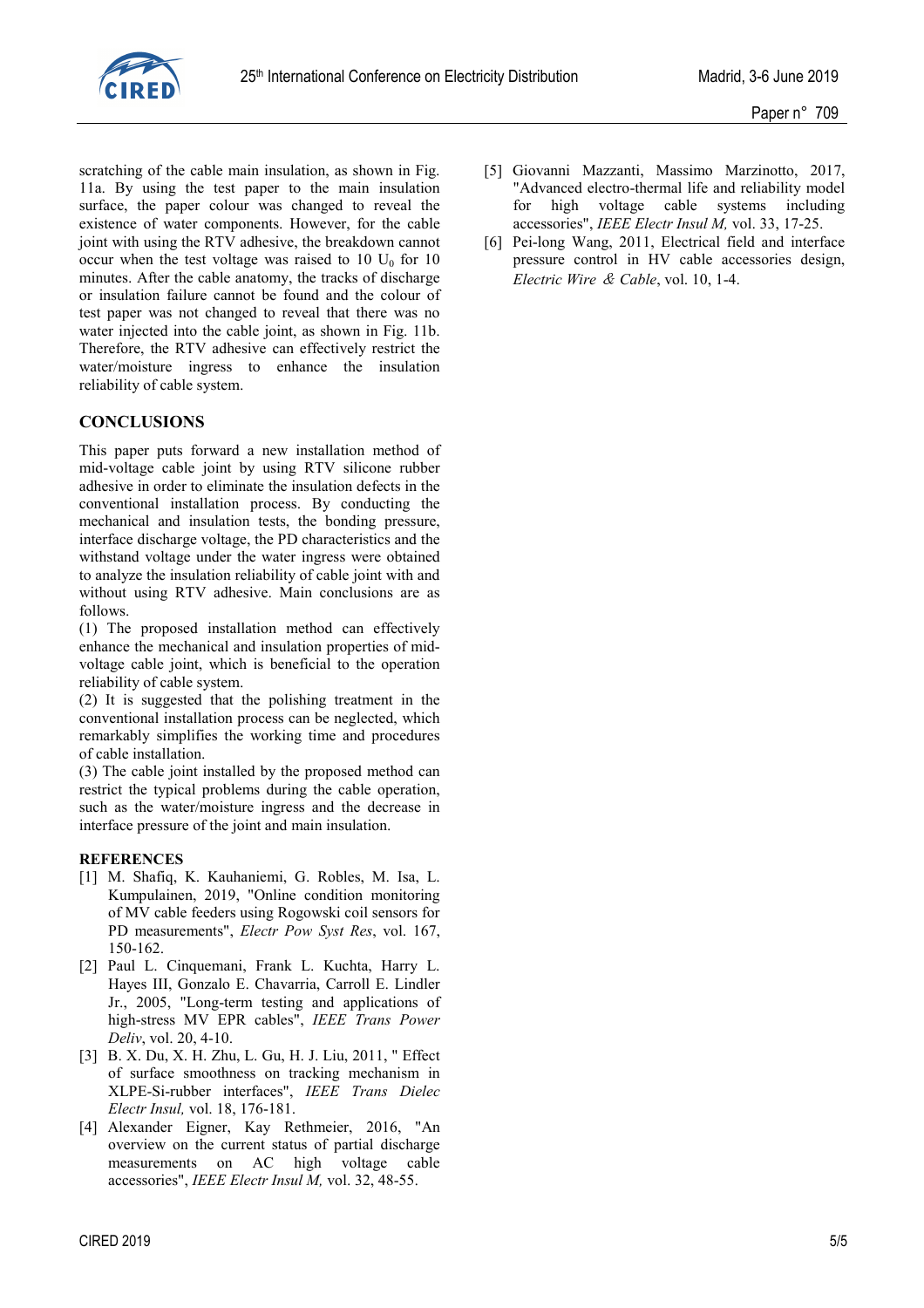scratching of the cable main insulation, as shown in Fig. 11a. By using the test paper to the main insulation surface, the paper colour was changed to reveal the existence of water components. However, for the cable joint with using the RTV adhesive, the breakdown cannot occur when the test voltage was raised to 10 $U_0$ for 10 minutes. After the cable anatomy, the tracks of discharge or insulation failure cannot be found and the colour of test paper was not changed to reveal that there was no water injected into the cable joint, as shown in Fig. 11b. Therefore, the RTV adhesive can effectively restrict the water/moisture ingress to enhance the insulation reliability of cable system.

## CONCLUSIONS

This paper puts forward a new installation method of mid-voltage cable joint by using RTV silicone rubber adhesive in order to eliminate the insulation defects in the conventional installation process. By conducting the mechanical and insulation tests, the bonding pressure, interface discharge voltage, the PD characteristics and the withstand voltage under the water ingress were obtained to analyze the insulation reliability of cable joint with and without using RTV adhesive. Main conclusions are as follows.

(1) The proposed installation method can effectively enhance the mechanical and insulation properties of mid-voltage cable joint, which is beneficial to the operation reliability of cable system.

(2) It is suggested that the polishing treatment in the conventional installation process can be neglected, which remarkably simplifies the working time and procedures of cable installation.

(3) The cable joint installed by the proposed method can restrict the typical problems during the cable operation, such as the water/moisture ingress and the decrease in interface pressure of the joint and main insulation.

## REFERENCES

[1] M. Shafiq, K. Kauhaniemi, G. Robles, M. Isa, L. Kumpulainen, 2019, "Online condition monitoring of MV cable feeders using Rogowski coil sensors for PD measurements", *Electr Pow Syst Res*, vol. 167, 150-162.

[2] Paul L. Cinquemani, Frank L. Kuchta, Harry L. Hayes III, Gonzalo E. Chavarria, Carroll E. Lindler Jr., 2005, "Long-term testing and applications of high-stress MV EPR cables", *IEEE Trans Power Deliv*, vol. 20, 4-10.

[3] B. X. Du, X. H. Zhu, L. Gu, H. J. Liu, 2011, " Effect of surface smoothness on tracking mechanism in XLPE-Si-rubber interfaces", *IEEE Trans Dielec Electr Insul,* vol. 18, 176-181.

[4] Alexander Eigner, Kay Rethmeier, 2016, "An overview on the current status of partial discharge measurements on AC high voltage cable accessories", *IEEE Electr Insul M,* vol. 32, 48-55.

[5] Giovanni Mazzanti, Massimo Marzinotto, 2017, "Advanced electro-thermal life and reliability model for high voltage cable systems including accessories", *IEEE Electr Insul M,* vol. 33, 17-25.

[6] Pei-long Wang, 2011, Electrical field and interface pressure control in HV cable accessories design, *Electric Wire & Cable*, vol. 10, 1-4.